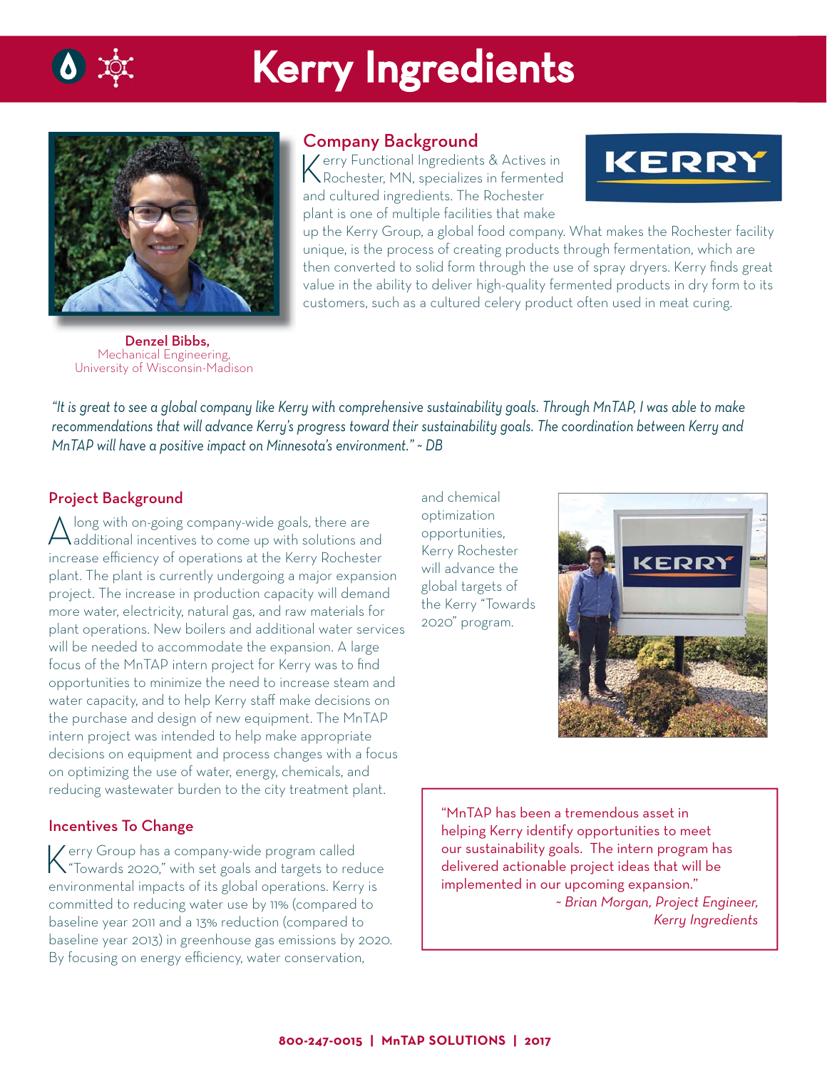# Kerry Ingredients

**Denzel Bibbs,**
Mechanical Engineering,
University of Wisconsin-Madison

## Company Background

Kerry Functional Ingredients & Actives in Rochester, MN, specializes in fermented and cultured ingredients. The Rochester plant is one of multiple facilities that make up the Kerry Group, a global food company. What makes the Rochester facility unique, is the process of creating products through fermentation, which are then converted to solid form through the use of spray dryers. Kerry finds great value in the ability to deliver high-quality fermented products in dry form to its customers, such as a cultured celery product often used in meat curing.

*"It is great to see a global company like Kerry with comprehensive sustainability goals. Through MnTAP, I was able to make recommendations that will advance Kerry's progress toward their sustainability goals. The coordination between Kerry and MnTAP will have a positive impact on Minnesota's environment." ~ DB*

## Project Background

Along with on-going company-wide goals, there are additional incentives to come up with solutions and increase efficiency of operations at the Kerry Rochester plant. The plant is currently undergoing a major expansion project. The increase in production capacity will demand more water, electricity, natural gas, and raw materials for plant operations. New boilers and additional water services will be needed to accommodate the expansion. A large focus of the MnTAP intern project for Kerry was to find opportunities to minimize the need to increase steam and water capacity, and to help Kerry staff make decisions on the purchase and design of new equipment. The MnTAP intern project was intended to help make appropriate decisions on equipment and process changes with a focus on optimizing the use of water, energy, chemicals, and reducing wastewater burden to the city treatment plant.

## Incentives To Change

Kerry Group has a company-wide program called "Towards 2020," with set goals and targets to reduce environmental impacts of its global operations. Kerry is committed to reducing water use by 11% (compared to baseline year 2011 and a 13% reduction (compared to baseline year 2013) in greenhouse gas emissions by 2020. By focusing on energy efficiency, water conservation, and chemical optimization opportunities, Kerry Rochester will advance the global targets of the Kerry "Towards 2020" program.

"MnTAP has been a tremendous asset in helping Kerry identify opportunities to meet our sustainability goals. The intern program has delivered actionable project ideas that will be implemented in our upcoming expansion."
*~ Brian Morgan, Project Engineer, Kerry Ingredients*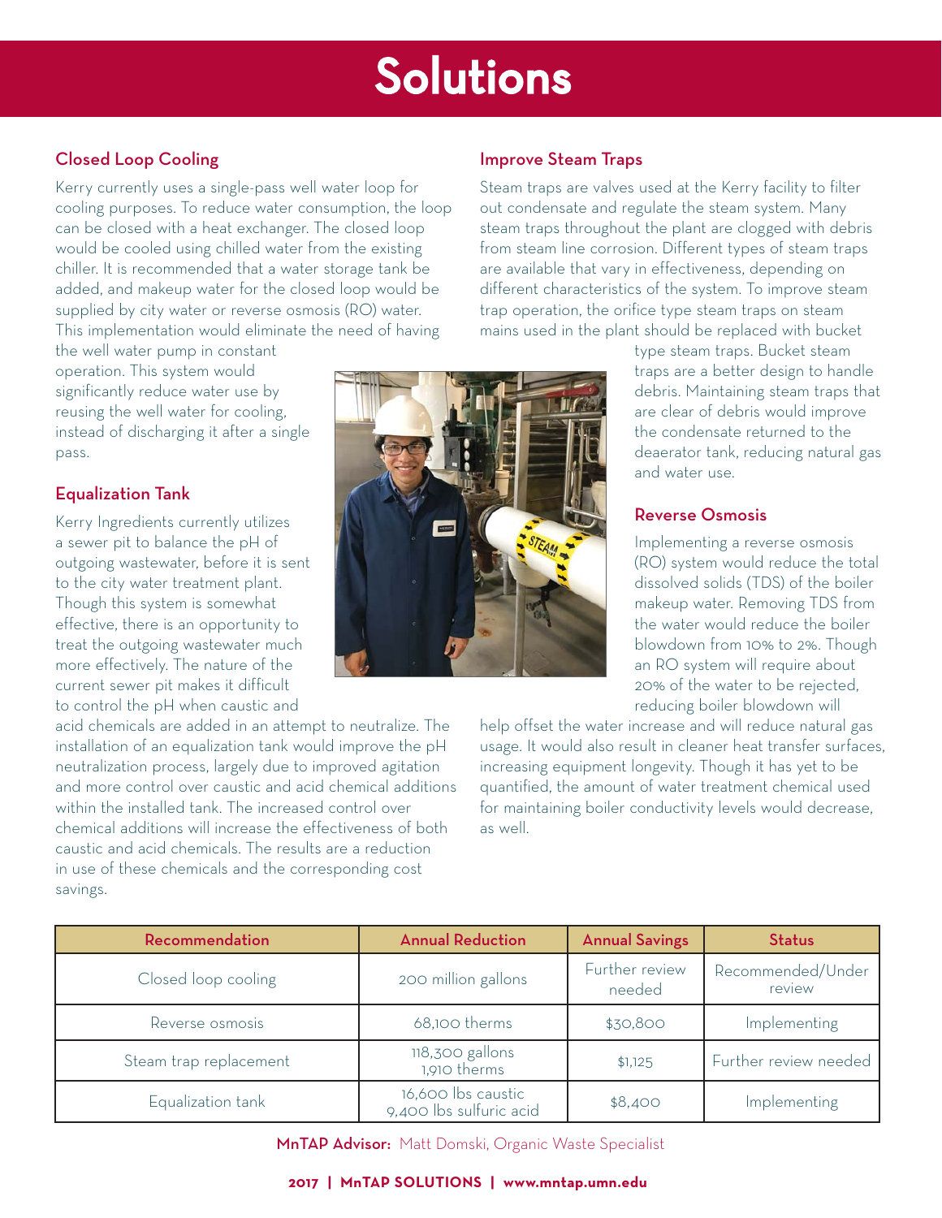# Solutions

### Closed Loop Cooling

Kerry currently uses a single-pass well water loop for cooling purposes. To reduce water consumption, the loop can be closed with a heat exchanger. The closed loop would be cooled using chilled water from the existing chiller. It is recommended that a water storage tank be added, and makeup water for the closed loop would be supplied by city water or reverse osmosis (RO) water. This implementation would eliminate the need of having the well water pump in constant operation. This system would significantly reduce water use by reusing the well water for cooling, instead of discharging it after a single pass.

### Equalization Tank

Kerry Ingredients currently utilizes a sewer pit to balance the pH of outgoing wastewater, before it is sent to the city water treatment plant. Though this system is somewhat effective, there is an opportunity to treat the outgoing wastewater much more effectively. The nature of the current sewer pit makes it difficult to control the pH when caustic and acid chemicals are added in an attempt to neutralize. The installation of an equalization tank would improve the pH neutralization process, largely due to improved agitation and more control over caustic and acid chemical additions within the installed tank. The increased control over chemical additions will increase the effectiveness of both caustic and acid chemicals. The results are a reduction in use of these chemicals and the corresponding cost savings.

### Improve Steam Traps

Steam traps are valves used at the Kerry facility to filter out condensate and regulate the steam system. Many steam traps throughout the plant are clogged with debris from steam line corrosion. Different types of steam traps are available that vary in effectiveness, depending on different characteristics of the system. To improve steam trap operation, the orifice type steam traps on steam mains used in the plant should be replaced with bucket type steam traps. Bucket steam traps are a better design to handle debris. Maintaining steam traps that are clear of debris would improve the condensate returned to the deaerator tank, reducing natural gas and water use.

### Reverse Osmosis

Implementing a reverse osmosis (RO) system would reduce the total dissolved solids (TDS) of the boiler makeup water. Removing TDS from the water would reduce the boiler blowdown from 10% to 2%. Though an RO system will require about 20% of the water to be rejected, reducing boiler blowdown will help offset the water increase and will reduce natural gas usage. It would also result in cleaner heat transfer surfaces, increasing equipment longevity. Though it has yet to be quantified, the amount of water treatment chemical used for maintaining boiler conductivity levels would decrease, as well.

| Recommendation | Annual Reduction | Annual Savings | Status |
|---|---|---|---|
| Closed loop cooling | 200 million gallons | Further review needed | Recommended/Under review |
| Reverse osmosis | 68,100 therms | $30,800 | Implementing |
| Steam trap replacement | 118,300 gallons<br>1,910 therms | $1,125 | Further review needed |
| Equalization tank | 16,600 lbs caustic<br>9,400 lbs sulfuric acid | $8,400 | Implementing |

**MnTAP Advisor:** Matt Domski, Organic Waste Specialist